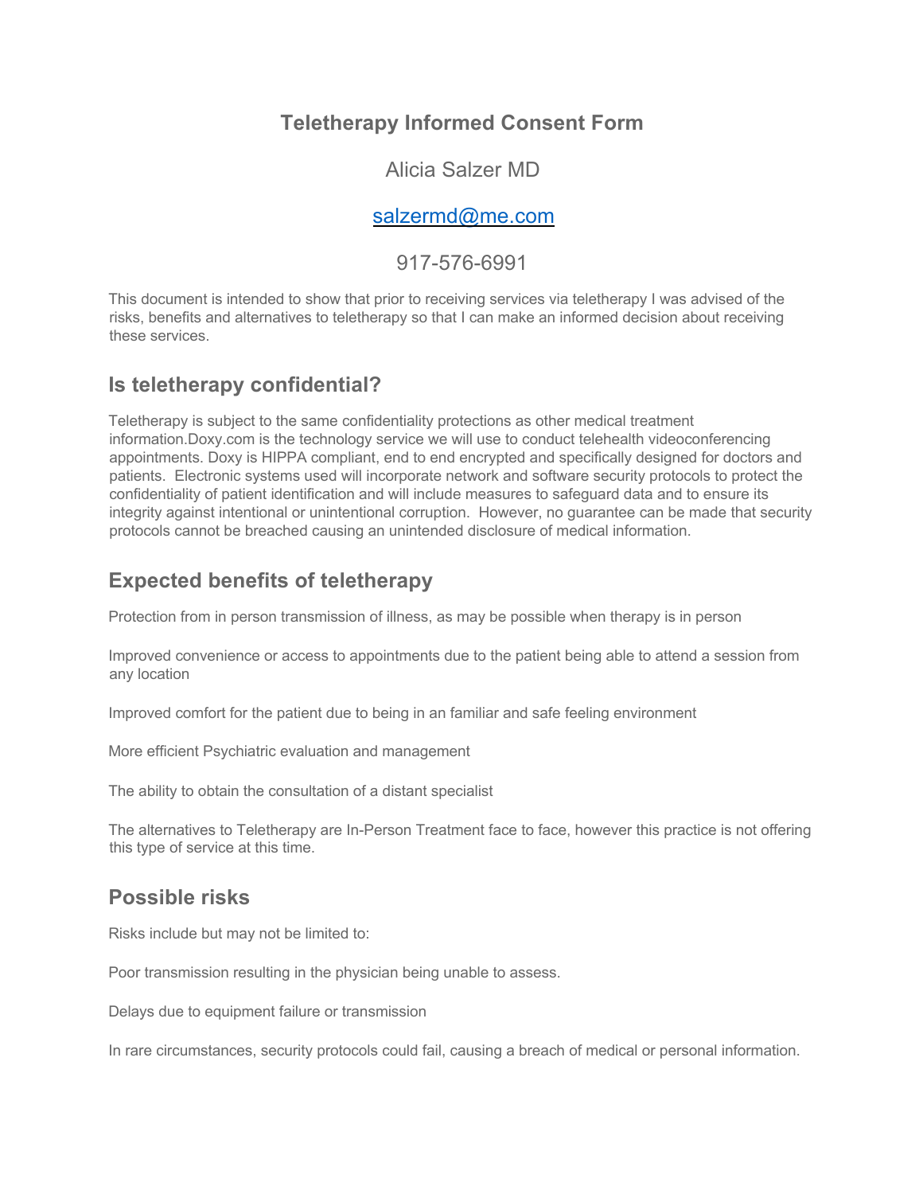# Teletherapy Informed Consent Form

Alicia Salzer MD

salzermd@me.com

917-576-6991

This document is intended to show that prior to receiving services via teletherapy I was advised of the risks, benefits and alternatives to teletherapy so that I can make an informed decision about receiving these services.

## Is teletherapy confidential?

Teletherapy is subject to the same confidentiality protections as other medical treatment information.Doxy.com is the technology service we will use to conduct telehealth videoconferencing appointments. Doxy is HIPPA compliant, end to end encrypted and specifically designed for doctors and patients. Electronic systems used will incorporate network and software security protocols to protect the confidentiality of patient identification and will include measures to safeguard data and to ensure its integrity against intentional or unintentional corruption. However, no guarantee can be made that security protocols cannot be breached causing an unintended disclosure of medical information.

## Expected benefits of teletherapy

Protection from in person transmission of illness, as may be possible when therapy is in person

Improved convenience or access to appointments due to the patient being able to attend a session from any location

Improved comfort for the patient due to being in an familiar and safe feeling environment

More efficient Psychiatric evaluation and management

The ability to obtain the consultation of a distant specialist

The alternatives to Teletherapy are In-Person Treatment face to face, however this practice is not offering this type of service at this time.

## Possible risks

Risks include but may not be limited to:

Poor transmission resulting in the physician being unable to assess.

Delays due to equipment failure or transmission

In rare circumstances, security protocols could fail, causing a breach of medical or personal information.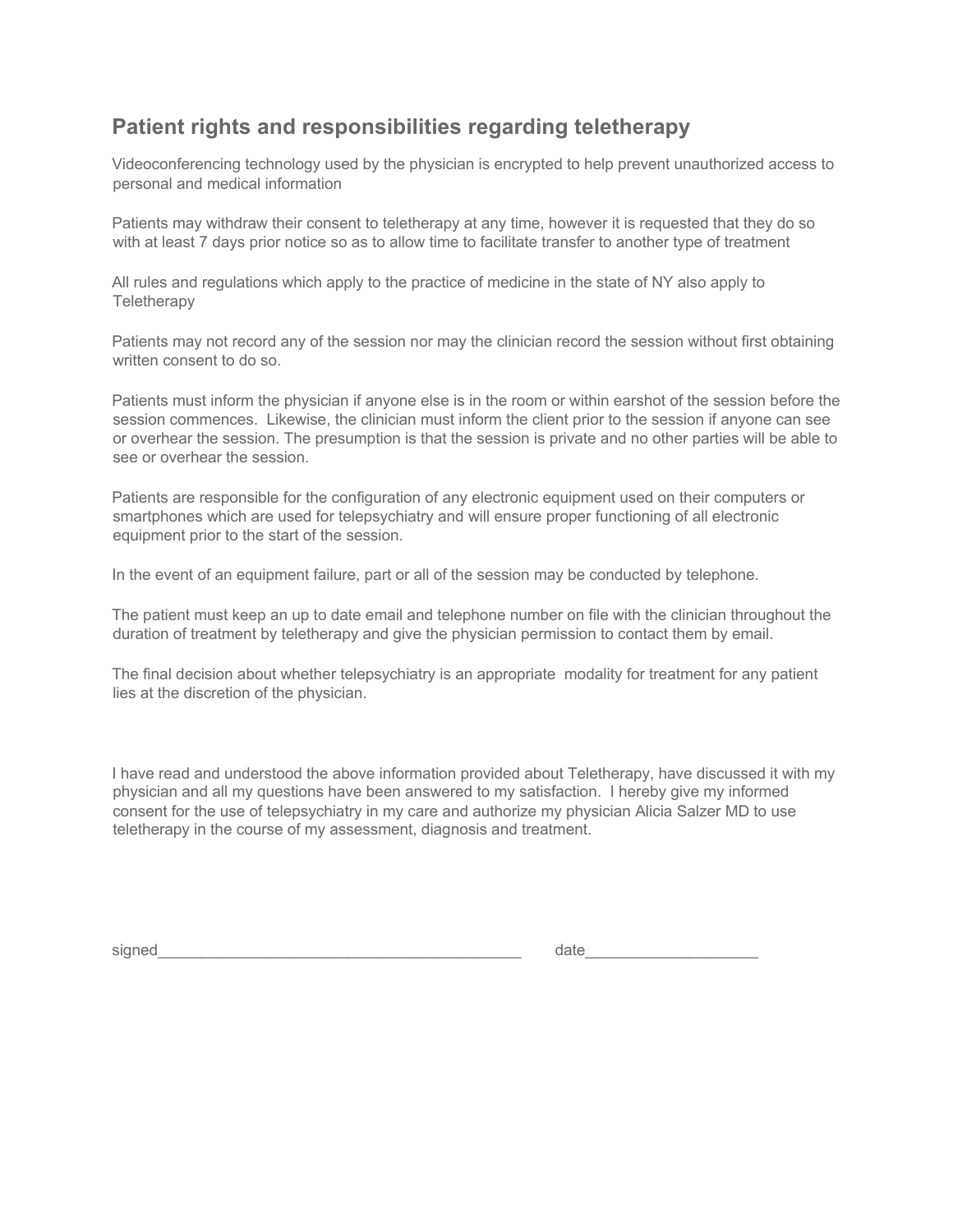## Patient rights and responsibilities regarding teletherapy

Videoconferencing technology used by the physician is encrypted to help prevent unauthorized access to personal and medical information

Patients may withdraw their consent to teletherapy at any time, however it is requested that they do so with at least 7 days prior notice so as to allow time to facilitate transfer to another type of treatment

All rules and regulations which apply to the practice of medicine in the state of NY also apply to Teletherapy

Patients may not record any of the session nor may the clinician record the session without first obtaining written consent to do so.

Patients must inform the physician if anyone else is in the room or within earshot of the session before the session commences.  Likewise, the clinician must inform the client prior to the session if anyone can see or overhear the session. The presumption is that the session is private and no other parties will be able to see or overhear the session.

Patients are responsible for the configuration of any electronic equipment used on their computers or smartphones which are used for telepsychiatry and will ensure proper functioning of all electronic equipment prior to the start of the session.

In the event of an equipment failure, part or all of the session may be conducted by telephone.

The patient must keep an up to date email and telephone number on file with the clinician throughout the duration of treatment by teletherapy and give the physician permission to contact them by email.

The final decision about whether telepsychiatry is an appropriate  modality for treatment for any patient lies at the discretion of the physician.

I have read and understood the above information provided about Teletherapy, have discussed it with my physician and all my questions have been answered to my satisfaction.  I hereby give my informed consent for the use of telepsychiatry in my care and authorize my physician Alicia Salzer MD to use teletherapy in the course of my assessment, diagnosis and treatment.

signed___________________________________________     date____________________